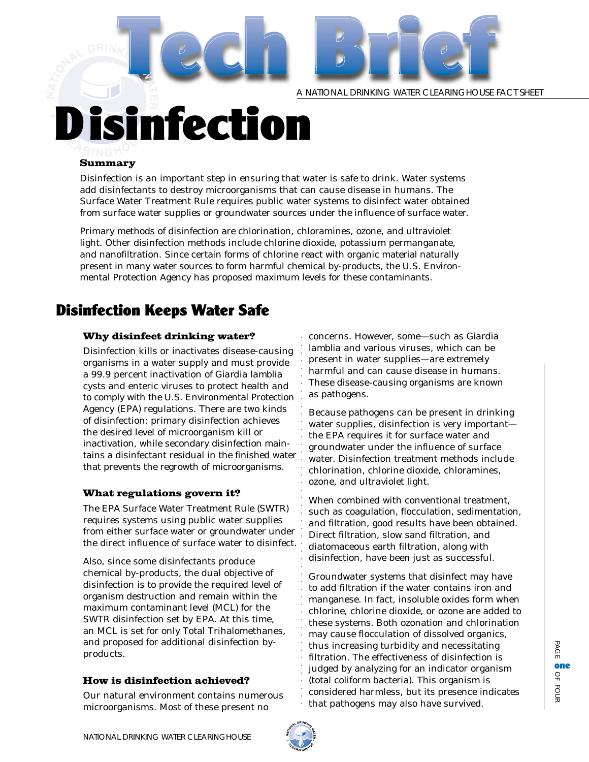# Tech Brief

A NATIONAL DRINKING WATER CLEARINGHOUSE FACT SHEET

# Disinfection

**Summary**

Disinfection is an important step in ensuring that water is safe to drink. Water systems add disinfectants to destroy microorganisms that can cause disease in humans. The Surface Water Treatment Rule requires public water systems to disinfect water obtained from surface water supplies or groundwater sources under the influence of surface water.

Primary methods of disinfection are chlorination, chloramines, ozone, and ultraviolet light. Other disinfection methods include chlorine dioxide, potassium permanganate, and nanofiltration. Since certain forms of chlorine react with organic material naturally present in many water sources to form harmful chemical by-products, the U.S. Environmental Protection Agency has proposed maximum levels for these contaminants.

## Disinfection Keeps Water Safe

### Why disinfect drinking water?

Disinfection kills or inactivates disease-causing organisms in a water supply and must provide a 99.9 percent inactivation of Giardia lamblia cysts and enteric viruses to protect health and to comply with the U.S. Environmental Protection Agency (EPA) regulations. There are two kinds of disinfection: primary disinfection achieves the desired level of microorganism kill or inactivation, while secondary disinfection maintains a disinfectant residual in the finished water that prevents the regrowth of microorganisms.

### What regulations govern it?

The EPA Surface Water Treatment Rule (SWTR) requires systems using public water supplies from either surface water or groundwater under the direct influence of surface water to disinfect.

Also, since some disinfectants produce chemical by-products, the dual objective of disinfection is to provide the required level of organism destruction and remain within the maximum contaminant level (MCL) for the SWTR disinfection set by EPA. At this time, an MCL is set for only Total Trihalomethanes, and proposed for additional disinfection by-products.

### How is disinfection achieved?

Our natural environment contains numerous microorganisms. Most of these present no concerns. However, some—such as Giardia lamblia and various viruses, which can be present in water supplies—are extremely harmful and can cause disease in humans. These disease-causing organisms are known as pathogens.

Because pathogens can be present in drinking water supplies, disinfection is very important—the EPA requires it for surface water and groundwater under the influence of surface water. Disinfection treatment methods include chlorination, chlorine dioxide, chloramines, ozone, and ultraviolet light.

When combined with conventional treatment, such as coagulation, flocculation, sedimentation, and filtration, good results have been obtained. Direct filtration, slow sand filtration, and diatomaceous earth filtration, along with disinfection, have been just as successful.

Groundwater systems that disinfect may have to add filtration if the water contains iron and manganese. In fact, insoluble oxides form when chlorine, chlorine dioxide, or ozone are added to these systems. Both ozonation and chlorination may cause flocculation of dissolved organics, thus increasing turbidity and necessitating filtration. The effectiveness of disinfection is judged by analyzing for an indicator organism (total coliform bacteria). This organism is considered harmless, but its presence indicates that pathogens may also have survived.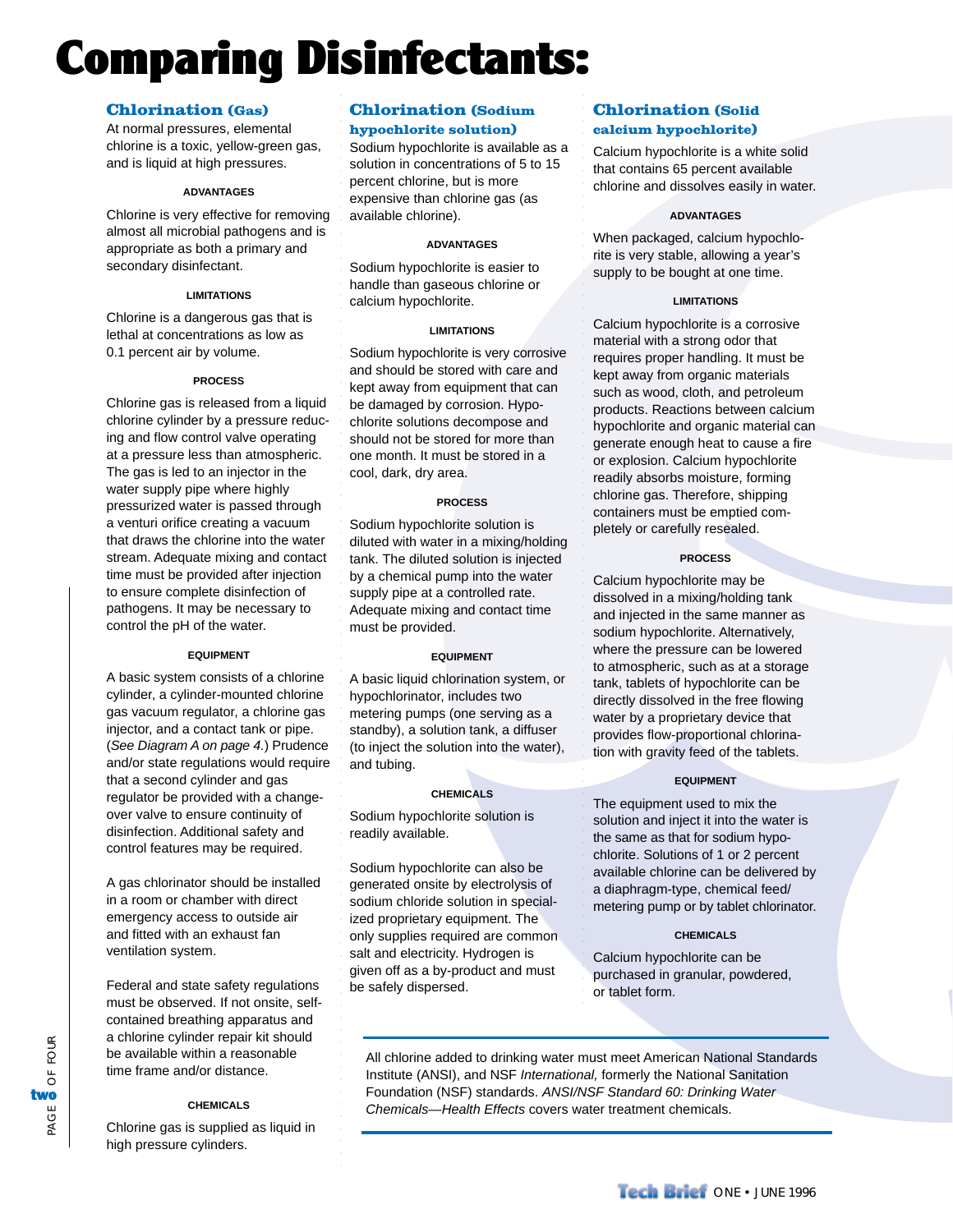# Comparing Disinfectants:

## Chlorination (Gas)

At normal pressures, elemental chlorine is a toxic, yellow-green gas, and is liquid at high pressures.

#### ADVANTAGES

Chlorine is very effective for removing almost all microbial pathogens and is appropriate as both a primary and secondary disinfectant.

#### LIMITATIONS

Chlorine is a dangerous gas that is lethal at concentrations as low as 0.1 percent air by volume.

#### PROCESS

Chlorine gas is released from a liquid chlorine cylinder by a pressure reducing and flow control valve operating at a pressure less than atmospheric. The gas is led to an injector in the water supply pipe where highly pressurized water is passed through a venturi orifice creating a vacuum that draws the chlorine into the water stream. Adequate mixing and contact time must be provided after injection to ensure complete disinfection of pathogens. It may be necessary to control the pH of the water.

#### EQUIPMENT

A basic system consists of a chlorine cylinder, a cylinder-mounted chlorine gas vacuum regulator, a chlorine gas injector, and a contact tank or pipe. (*See Diagram A on page 4.*) Prudence and/or state regulations would require that a second cylinder and gas regulator be provided with a changeover valve to ensure continuity of disinfection. Additional safety and control features may be required.

A gas chlorinator should be installed in a room or chamber with direct emergency access to outside air and fitted with an exhaust fan ventilation system.

Federal and state safety regulations must be observed. If not onsite, self-contained breathing apparatus and a chlorine cylinder repair kit should be available within a reasonable time frame and/or distance.

#### CHEMICALS

Chlorine gas is supplied as liquid in high pressure cylinders.

## Chlorination (Sodium hypochlorite solution)

Sodium hypochlorite is available as a solution in concentrations of 5 to 15 percent chlorine, but is more expensive than chlorine gas (as available chlorine).

#### ADVANTAGES

Sodium hypochlorite is easier to handle than gaseous chlorine or calcium hypochlorite.

#### LIMITATIONS

Sodium hypochlorite is very corrosive and should be stored with care and kept away from equipment that can be damaged by corrosion. Hypochlorite solutions decompose and should not be stored for more than one month. It must be stored in a cool, dark, dry area.

#### PROCESS

Sodium hypochlorite solution is diluted with water in a mixing/holding tank. The diluted solution is injected by a chemical pump into the water supply pipe at a controlled rate. Adequate mixing and contact time must be provided.

#### EQUIPMENT

A basic liquid chlorination system, or hypochlorinator, includes two metering pumps (one serving as a standby), a solution tank, a diffuser (to inject the solution into the water), and tubing.

#### CHEMICALS

Sodium hypochlorite solution is readily available.

Sodium hypochlorite can also be generated onsite by electrolysis of sodium chloride solution in specialized proprietary equipment. The only supplies required are common salt and electricity. Hydrogen is given off as a by-product and must be safely dispersed.

## Chlorination (Solid calcium hypochlorite)

Calcium hypochlorite is a white solid that contains 65 percent available chlorine and dissolves easily in water.

#### ADVANTAGES

When packaged, calcium hypochlorite is very stable, allowing a year's supply to be bought at one time.

#### LIMITATIONS

Calcium hypochlorite is a corrosive material with a strong odor that requires proper handling. It must be kept away from organic materials such as wood, cloth, and petroleum products. Reactions between calcium hypochlorite and organic material can generate enough heat to cause a fire or explosion. Calcium hypochlorite readily absorbs moisture, forming chlorine gas. Therefore, shipping containers must be emptied completely or carefully resealed.

#### PROCESS

Calcium hypochlorite may be dissolved in a mixing/holding tank and injected in the same manner as sodium hypochlorite. Alternatively, where the pressure can be lowered to atmospheric, such as at a storage tank, tablets of hypochlorite can be directly dissolved in the free flowing water by a proprietary device that provides flow-proportional chlorination with gravity feed of the tablets.

#### EQUIPMENT

The equipment used to mix the solution and inject it into the water is the same as that for sodium hypochlorite. Solutions of 1 or 2 percent available chlorine can be delivered by a diaphragm-type, chemical feed/metering pump or by tablet chlorinator.

#### CHEMICALS

Calcium hypochlorite can be purchased in granular, powdered, or tablet form.

---

All chlorine added to drinking water must meet American National Standards Institute (ANSI), and NSF *International,* formerly the National Sanitation Foundation (NSF) standards. *ANSI/NSF Standard 60: Drinking Water Chemicals—Health Effects* covers water treatment chemicals.

---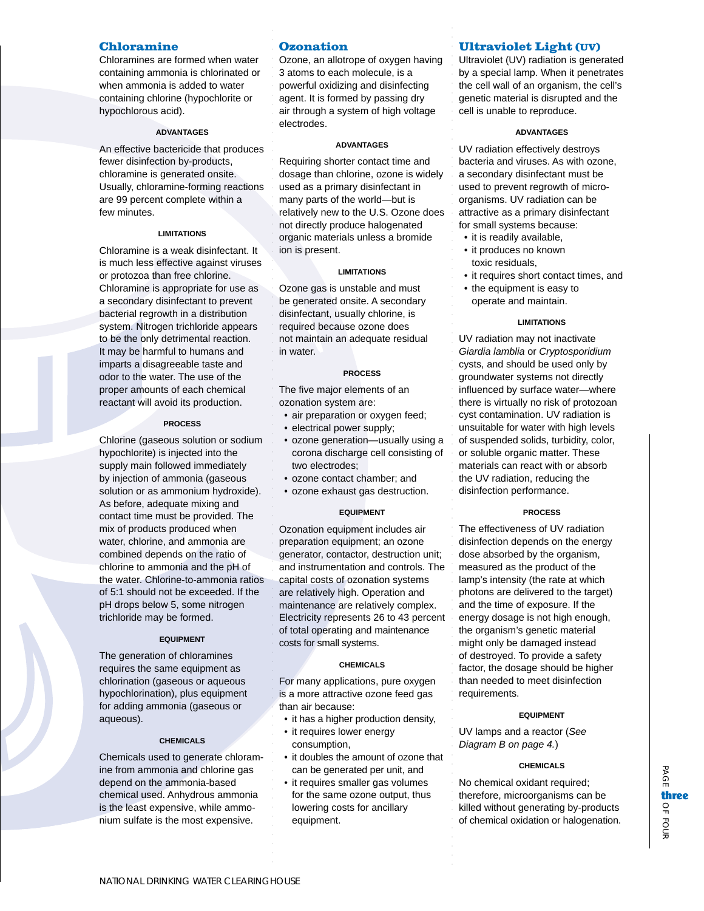## Chloramine

Chloramines are formed when water containing ammonia is chlorinated or when ammonia is added to water containing chlorine (hypochlorite or hypochlorous acid).

#### ADVANTAGES

An effective bactericide that produces fewer disinfection by-products, chloramine is generated onsite. Usually, chloramine-forming reactions are 99 percent complete within a few minutes.

#### LIMITATIONS

Chloramine is a weak disinfectant. It is much less effective against viruses or protozoa than free chlorine. Chloramine is appropriate for use as a secondary disinfectant to prevent bacterial regrowth in a distribution system. Nitrogen trichloride appears to be the only detrimental reaction. It may be harmful to humans and imparts a disagreeable taste and odor to the water. The use of the proper amounts of each chemical reactant will avoid its production.

#### PROCESS

Chlorine (gaseous solution or sodium hypochlorite) is injected into the supply main followed immediately by injection of ammonia (gaseous solution or as ammonium hydroxide). As before, adequate mixing and contact time must be provided. The mix of products produced when water, chlorine, and ammonia are combined depends on the ratio of chlorine to ammonia and the pH of the water. Chlorine-to-ammonia ratios of 5:1 should not be exceeded. If the pH drops below 5, some nitrogen trichloride may be formed.

#### EQUIPMENT

The generation of chloramines requires the same equipment as chlorination (gaseous or aqueous hypochlorination), plus equipment for adding ammonia (gaseous or aqueous).

#### CHEMICALS

Chemicals used to generate chloramine from ammonia and chlorine gas depend on the ammonia-based chemical used. Anhydrous ammonia is the least expensive, while ammonium sulfate is the most expensive.

## Ozonation

Ozone, an allotrope of oxygen having 3 atoms to each molecule, is a powerful oxidizing and disinfecting agent. It is formed by passing dry air through a system of high voltage electrodes.

#### ADVANTAGES

Requiring shorter contact time and dosage than chlorine, ozone is widely used as a primary disinfectant in many parts of the world—but is relatively new to the U.S. Ozone does not directly produce halogenated organic materials unless a bromide ion is present.

#### LIMITATIONS

Ozone gas is unstable and must be generated onsite. A secondary disinfectant, usually chlorine, is required because ozone does not maintain an adequate residual in water.

#### PROCESS

The five major elements of an ozonation system are:

- air preparation or oxygen feed;
- electrical power supply;
- ozone generation—usually using a corona discharge cell consisting of two electrodes;
- ozone contact chamber; and
- ozone exhaust gas destruction.

#### EQUIPMENT

Ozonation equipment includes air preparation equipment; an ozone generator, contactor, destruction unit; and instrumentation and controls. The capital costs of ozonation systems are relatively high. Operation and maintenance are relatively complex. Electricity represents 26 to 43 percent of total operating and maintenance costs for small systems.

#### CHEMICALS

For many applications, pure oxygen is a more attractive ozone feed gas than air because:

- it has a higher production density,
- it requires lower energy consumption,
- it doubles the amount of ozone that can be generated per unit, and
- it requires smaller gas volumes for the same ozone output, thus lowering costs for ancillary equipment.

## Ultraviolet Light (UV)

Ultraviolet (UV) radiation is generated by a special lamp. When it penetrates the cell wall of an organism, the cell's genetic material is disrupted and the cell is unable to reproduce.

#### ADVANTAGES

UV radiation effectively destroys bacteria and viruses. As with ozone, a secondary disinfectant must be used to prevent regrowth of microorganisms. UV radiation can be attractive as a primary disinfectant for small systems because:

- it is readily available,
- it produces no known toxic residuals,
- it requires short contact times, and
- the equipment is easy to operate and maintain.

#### LIMITATIONS

UV radiation may not inactivate *Giardia lamblia* or *Cryptosporidium* cysts, and should be used only by groundwater systems not directly influenced by surface water—where there is virtually no risk of protozoan cyst contamination. UV radiation is unsuitable for water with high levels of suspended solids, turbidity, color, or soluble organic matter. These materials can react with or absorb the UV radiation, reducing the disinfection performance.

#### PROCESS

The effectiveness of UV radiation disinfection depends on the energy dose absorbed by the organism, measured as the product of the lamp's intensity (the rate at which photons are delivered to the target) and the time of exposure. If the energy dosage is not high enough, the organism's genetic material might only be damaged instead of destroyed. To provide a safety factor, the dosage should be higher than needed to meet disinfection requirements.

#### EQUIPMENT

UV lamps and a reactor (*See Diagram B on page 4.*)

#### CHEMICALS

No chemical oxidant required; therefore, microorganisms can be killed without generating by-products of chemical oxidation or halogenation.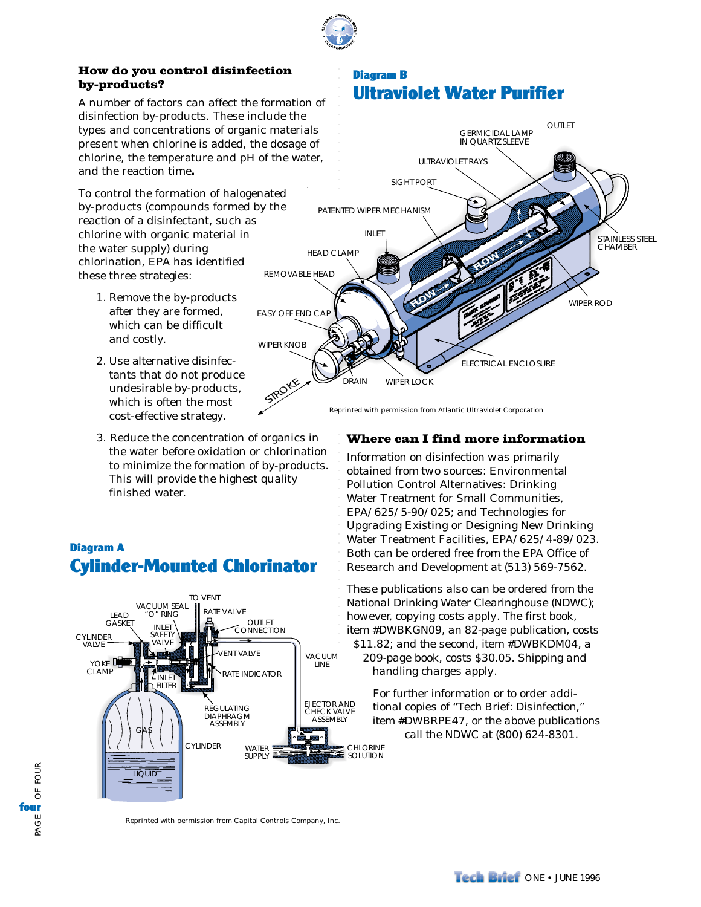## How do you control disinfection by-products?

A number of factors can affect the formation of disinfection by-products. These include the types and concentrations of organic materials present when chlorine is added, the dosage of chlorine, the temperature and pH of the water, and the reaction time**.**

To control the formation of halogenated by-products (compounds formed by the reaction of a disinfectant, such as chlorine with organic material in the water supply) during chlorination, EPA has identified these three strategies:

1. Remove the by-products after they are formed, which can be difficult and costly.
2. Use alternative disinfectants that do not produce undesirable by-products, which is often the most cost-effective strategy.
3. Reduce the concentration of organics in the water before oxidation or chlorination to minimize the formation of by-products. This will provide the highest quality finished water.

## Diagram B
## Ultraviolet Water Purifier

OUTLET
GERMICIDAL LAMP IN QUARTZ SLEEVE
ULTRAVIOLET RAYS
SIGHT PORT
PATENTED WIPER MECHANISM
INLET
HEAD CLAMP
REMOVABLE HEAD
EASY OFF END CAP
WIPER KNOB
STROKE
DRAIN
WIPER LOCK
ELECTRICAL ENCLOSURE
WIPER ROD
STAINLESS STEEL CHAMBER
FLOW

Reprinted with permission from Atlantic Ultraviolet Corporation

## Diagram A
## Cylinder-Mounted Chlorinator

TO VENT
VACUUM SEAL "O" RING
RATE VALVE
LEAD GASKET
INLET SAFETY VALVE
OUTLET CONNECTION
CYLINDER VALVE
VENT VALVE
VACUUM LINE
YOKE CLAMP
INLET FILTER
RATE INDICATOR
REGULATING DIAPHRAGM ASSEMBLY
EJECTOR AND CHECK VALVE ASSEMBLY
GAS
CYLINDER
WATER SUPPLY
CHLORINE SOLUTION
LIQUID

Reprinted with permission from Capital Controls Company, Inc.

## Where can I find more information

Information on disinfection was primarily obtained from two sources: Environmental Pollution Control Alternatives: Drinking Water Treatment for Small Communities, EPA/625/5-90/025; and Technologies for Upgrading Existing or Designing New Drinking Water Treatment Facilities, EPA/625/4-89/023. Both can be ordered free from the EPA Office of Research and Development at (513) 569-7562.

These publications also can be ordered from the National Drinking Water Clearinghouse (NDWC); however, copying costs apply. The first book, item #DWBKGN09, an 82-page publication, costs $11.82; and the second, item #DWBKDM04, a 209-page book, costs $30.05. Shipping and handling charges apply.

For further information or to order additional copies of "Tech Brief: Disinfection," item #DWBRPE47, or the above publications call the NDWC at (800) 624-8301.